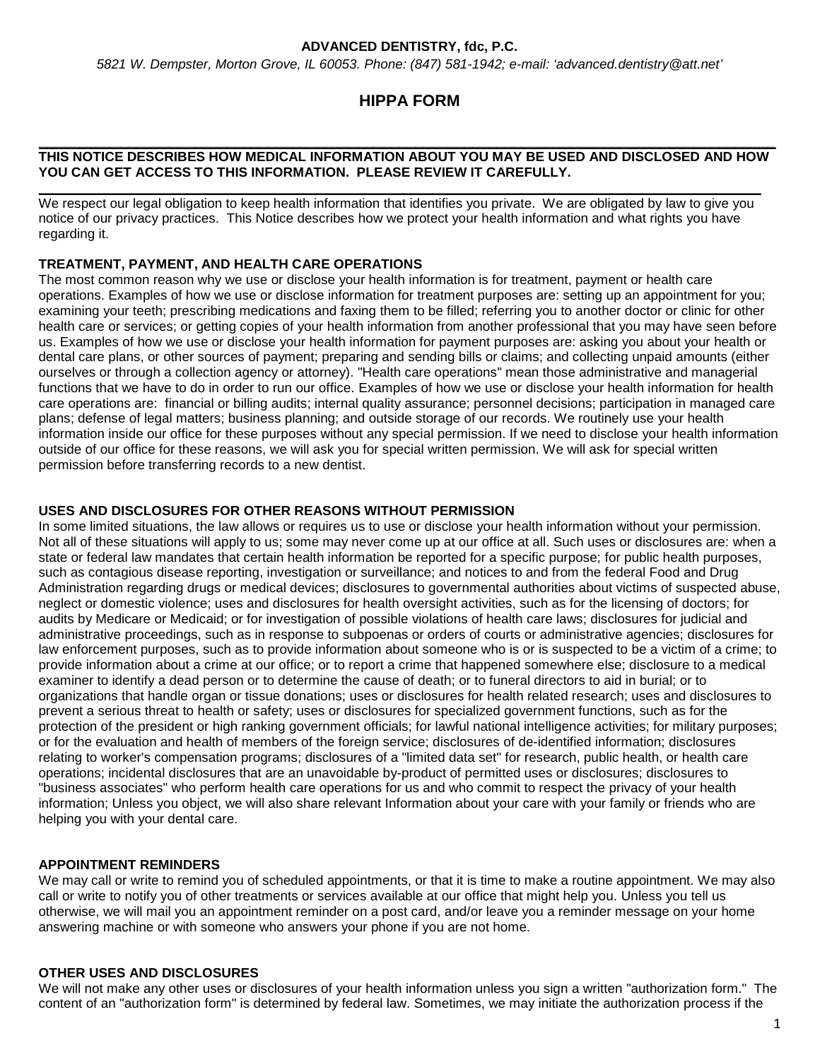**ADVANCED DENTISTRY, fdc, P.C.**

*5821 W. Dempster, Morton Grove, IL 60053. Phone: (847) 581-1942; e-mail: 'advanced.dentistry@att.net'*

# HIPPA FORM

---

**THIS NOTICE DESCRIBES HOW MEDICAL INFORMATION ABOUT YOU MAY BE USED AND DISCLOSED AND HOW YOU CAN GET ACCESS TO THIS INFORMATION. PLEASE REVIEW IT CAREFULLY.**

---

We respect our legal obligation to keep health information that identifies you private. We are obligated by law to give you notice of our privacy practices. This Notice describes how we protect your health information and what rights you have regarding it.

## TREATMENT, PAYMENT, AND HEALTH CARE OPERATIONS

The most common reason why we use or disclose your health information is for treatment, payment or health care operations. Examples of how we use or disclose information for treatment purposes are: setting up an appointment for you; examining your teeth; prescribing medications and faxing them to be filled; referring you to another doctor or clinic for other health care or services; or getting copies of your health information from another professional that you may have seen before us. Examples of how we use or disclose your health information for payment purposes are: asking you about your health or dental care plans, or other sources of payment; preparing and sending bills or claims; and collecting unpaid amounts (either ourselves or through a collection agency or attorney). "Health care operations" mean those administrative and managerial functions that we have to do in order to run our office. Examples of how we use or disclose your health information for health care operations are: financial or billing audits; internal quality assurance; personnel decisions; participation in managed care plans; defense of legal matters; business planning; and outside storage of our records. We routinely use your health information inside our office for these purposes without any special permission. If we need to disclose your health information outside of our office for these reasons, we will ask you for special written permission. We will ask for special written permission before transferring records to a new dentist.

## USES AND DISCLOSURES FOR OTHER REASONS WITHOUT PERMISSION

In some limited situations, the law allows or requires us to use or disclose your health information without your permission. Not all of these situations will apply to us; some may never come up at our office at all. Such uses or disclosures are: when a state or federal law mandates that certain health information be reported for a specific purpose; for public health purposes, such as contagious disease reporting, investigation or surveillance; and notices to and from the federal Food and Drug Administration regarding drugs or medical devices; disclosures to governmental authorities about victims of suspected abuse, neglect or domestic violence; uses and disclosures for health oversight activities, such as for the licensing of doctors; for audits by Medicare or Medicaid; or for investigation of possible violations of health care laws; disclosures for judicial and administrative proceedings, such as in response to subpoenas or orders of courts or administrative agencies; disclosures for law enforcement purposes, such as to provide information about someone who is or is suspected to be a victim of a crime; to provide information about a crime at our office; or to report a crime that happened somewhere else; disclosure to a medical examiner to identify a dead person or to determine the cause of death; or to funeral directors to aid in burial; or to organizations that handle organ or tissue donations; uses or disclosures for health related research; uses and disclosures to prevent a serious threat to health or safety; uses or disclosures for specialized government functions, such as for the protection of the president or high ranking government officials; for lawful national intelligence activities; for military purposes; or for the evaluation and health of members of the foreign service; disclosures of de-identified information; disclosures relating to worker's compensation programs; disclosures of a "limited data set" for research, public health, or health care operations; incidental disclosures that are an unavoidable by-product of permitted uses or disclosures; disclosures to "business associates" who perform health care operations for us and who commit to respect the privacy of your health information; Unless you object, we will also share relevant Information about your care with your family or friends who are helping you with your dental care.

## APPOINTMENT REMINDERS

We may call or write to remind you of scheduled appointments, or that it is time to make a routine appointment. We may also call or write to notify you of other treatments or services available at our office that might help you. Unless you tell us otherwise, we will mail you an appointment reminder on a post card, and/or leave you a reminder message on your home answering machine or with someone who answers your phone if you are not home.

## OTHER USES AND DISCLOSURES

We will not make any other uses or disclosures of your health information unless you sign a written "authorization form." The content of an "authorization form" is determined by federal law. Sometimes, we may initiate the authorization process if the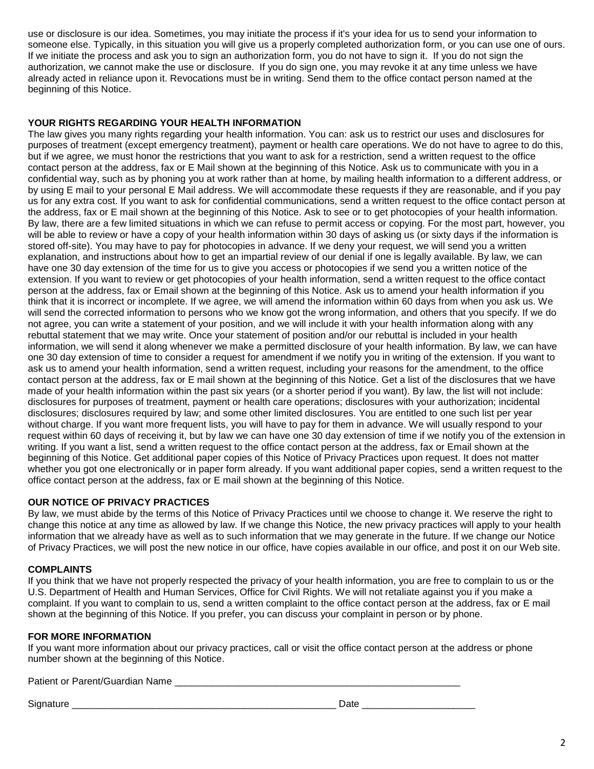use or disclosure is our idea. Sometimes, you may initiate the process if it's your idea for us to send your information to someone else. Typically, in this situation you will give us a properly completed authorization form, or you can use one of ours. If we initiate the process and ask you to sign an authorization form, you do not have to sign it. If you do not sign the authorization, we cannot make the use or disclosure. If you do sign one, you may revoke it at any time unless we have already acted in reliance upon it. Revocations must be in writing. Send them to the office contact person named at the beginning of this Notice.

**YOUR RIGHTS REGARDING YOUR HEALTH INFORMATION**

The law gives you many rights regarding your health information. You can: ask us to restrict our uses and disclosures for purposes of treatment (except emergency treatment), payment or health care operations. We do not have to agree to do this, but if we agree, we must honor the restrictions that you want to ask for a restriction, send a written request to the office contact person at the address, fax or E Mail shown at the beginning of this Notice. Ask us to communicate with you in a confidential way, such as by phoning you at work rather than at home, by mailing health information to a different address, or by using E mail to your personal E Mail address. We will accommodate these requests if they are reasonable, and if you pay us for any extra cost. If you want to ask for confidential communications, send a written request to the office contact person at the address, fax or E mail shown at the beginning of this Notice. Ask to see or to get photocopies of your health information. By law, there are a few limited situations in which we can refuse to permit access or copying. For the most part, however, you will be able to review or have a copy of your health information within 30 days of asking us (or sixty days if the information is stored off-site). You may have to pay for photocopies in advance. If we deny your request, we will send you a written explanation, and instructions about how to get an impartial review of our denial if one is legally available. By law, we can have one 30 day extension of the time for us to give you access or photocopies if we send you a written notice of the extension. If you want to review or get photocopies of your health information, send a written request to the office contact person at the address, fax or Email shown at the beginning of this Notice. Ask us to amend your health information if you think that it is incorrect or incomplete. If we agree, we will amend the information within 60 days from when you ask us. We will send the corrected information to persons who we know got the wrong information, and others that you specify. If we do not agree, you can write a statement of your position, and we will include it with your health information along with any rebuttal statement that we may write. Once your statement of position and/or our rebuttal is included in your health information, we will send it along whenever we make a permitted disclosure of your health information. By law, we can have one 30 day extension of time to consider a request for amendment if we notify you in writing of the extension. If you want to ask us to amend your health information, send a written request, including your reasons for the amendment, to the office contact person at the address, fax or E mail shown at the beginning of this Notice. Get a list of the disclosures that we have made of your health information within the past six years (or a shorter period if you want). By law, the list will not include: disclosures for purposes of treatment, payment or health care operations; disclosures with your authorization; incidental disclosures; disclosures required by law; and some other limited disclosures. You are entitled to one such list per year without charge. If you want more frequent lists, you will have to pay for them in advance. We will usually respond to your request within 60 days of receiving it, but by law we can have one 30 day extension of time if we notify you of the extension in writing. If you want a list, send a written request to the office contact person at the address, fax or Email shown at the beginning of this Notice. Get additional paper copies of this Notice of Privacy Practices upon request. It does not matter whether you got one electronically or in paper form already. If you want additional paper copies, send a written request to the office contact person at the address, fax or E mail shown at the beginning of this Notice.

**OUR NOTICE OF PRIVACY PRACTICES**

By law, we must abide by the terms of this Notice of Privacy Practices until we choose to change it. We reserve the right to change this notice at any time as allowed by law. If we change this Notice, the new privacy practices will apply to your health information that we already have as well as to such information that we may generate in the future. If we change our Notice of Privacy Practices, we will post the new notice in our office, have copies available in our office, and post it on our Web site.

**COMPLAINTS**

If you think that we have not properly respected the privacy of your health information, you are free to complain to us or the U.S. Department of Health and Human Services, Office for Civil Rights. We will not retaliate against you if you make a complaint. If you want to complain to us, send a written complaint to the office contact person at the address, fax or E mail shown at the beginning of this Notice. If you prefer, you can discuss your complaint in person or by phone.

**FOR MORE INFORMATION**

If you want more information about our privacy practices, call or visit the office contact person at the address or phone number shown at the beginning of this Notice.

Patient or Parent/Guardian Name _______________________________________________________

Signature __________________________________________________ Date ____________________